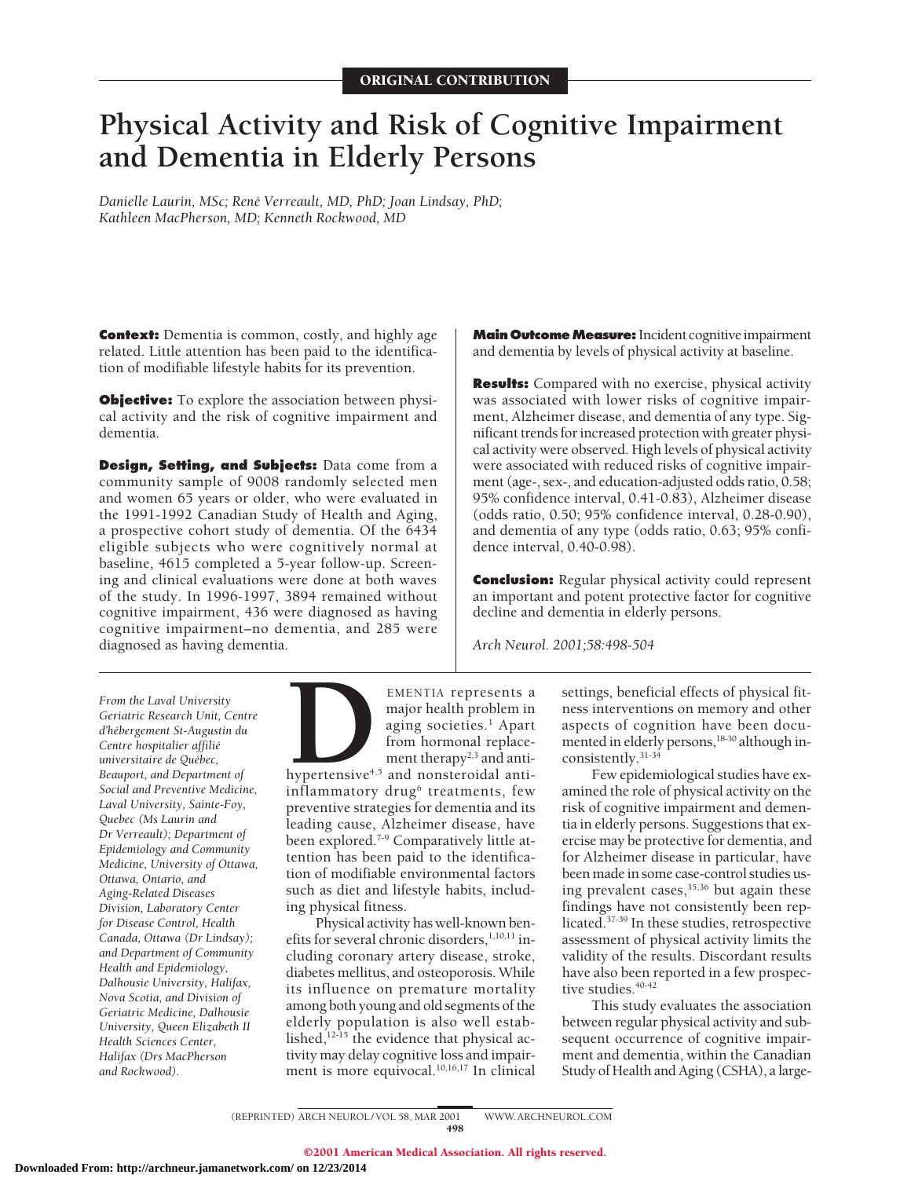ORIGINAL CONTRIBUTION

# Physical Activity and Risk of Cognitive Impairment and Dementia in Elderly Persons

*Danielle Laurin, MSc; René Verreault, MD, PhD; Joan Lindsay, PhD; Kathleen MacPherson, MD; Kenneth Rockwood, MD*

**Context:** Dementia is common, costly, and highly age related. Little attention has been paid to the identification of modifiable lifestyle habits for its prevention.

**Objective:** To explore the association between physical activity and the risk of cognitive impairment and dementia.

**Design, Setting, and Subjects:** Data come from a community sample of 9008 randomly selected men and women 65 years or older, who were evaluated in the 1991-1992 Canadian Study of Health and Aging, a prospective cohort study of dementia. Of the 6434 eligible subjects who were cognitively normal at baseline, 4615 completed a 5-year follow-up. Screening and clinical evaluations were done at both waves of the study. In 1996-1997, 3894 remained without cognitive impairment, 436 were diagnosed as having cognitive impairment–no dementia, and 285 were diagnosed as having dementia.

**Main Outcome Measure:** Incident cognitive impairment and dementia by levels of physical activity at baseline.

**Results:** Compared with no exercise, physical activity was associated with lower risks of cognitive impairment, Alzheimer disease, and dementia of any type. Significant trends for increased protection with greater physical activity were observed. High levels of physical activity were associated with reduced risks of cognitive impairment (age-, sex-, and education-adjusted odds ratio, 0.58; 95% confidence interval, 0.41-0.83), Alzheimer disease (odds ratio, 0.50; 95% confidence interval, 0.28-0.90), and dementia of any type (odds ratio, 0.63; 95% confidence interval, 0.40-0.98).

**Conclusion:** Regular physical activity could represent an important and potent protective factor for cognitive decline and dementia in elderly persons.

*Arch Neurol. 2001;58:498-504*

*From the Laval University Geriatric Research Unit, Centre d'hébergement St-Augustin du Centre hospitalier affilié universitaire de Québec, Beauport, and Department of Social and Preventive Medicine, Laval University, Sainte-Foy, Quebec (Ms Laurin and Dr Verreault); Department of Epidemiology and Community Medicine, University of Ottawa, Ottawa, Ontario, and Aging-Related Diseases Division, Laboratory Center for Disease Control, Health Canada, Ottawa (Dr Lindsay); and Department of Community Health and Epidemiology, Dalhousie University, Halifax, Nova Scotia, and Division of Geriatric Medicine, Dalhousie University, Queen Elizabeth II Health Sciences Center, Halifax (Drs MacPherson and Rockwood).*

DEMENTIA represents a major health problem in aging societies.[1] Apart from hormonal replacement therapy[2,3] and antihypertensive[4,5] and nonsteroidal anti-inflammatory drug[6] treatments, few preventive strategies for dementia and its leading cause, Alzheimer disease, have been explored.[7-9] Comparatively little attention has been paid to the identification of modifiable environmental factors such as diet and lifestyle habits, including physical fitness.

Physical activity has well-known benefits for several chronic disorders,[1,10,11] including coronary artery disease, stroke, diabetes mellitus, and osteoporosis. While its influence on premature mortality among both young and old segments of the elderly population is also well established,[12-15] the evidence that physical activity may delay cognitive loss and impairment is more equivocal.[10,16,17] In clinical settings, beneficial effects of physical fitness interventions on memory and other aspects of cognition have been documented in elderly persons,[18-30] although inconsistently.[31-34]

Few epidemiological studies have examined the role of physical activity on the risk of cognitive impairment and dementia in elderly persons. Suggestions that exercise may be protective for dementia, and for Alzheimer disease in particular, have been made in some case-control studies using prevalent cases,[35,36] but again these findings have not consistently been replicated.[37-39] In these studies, retrospective assessment of physical activity limits the validity of the results. Discordant results have also been reported in a few prospective studies.[40-42]

This study evaluates the association between regular physical activity and subsequent occurrence of cognitive impairment and dementia, within the Canadian Study of Health and Aging (CSHA), a large-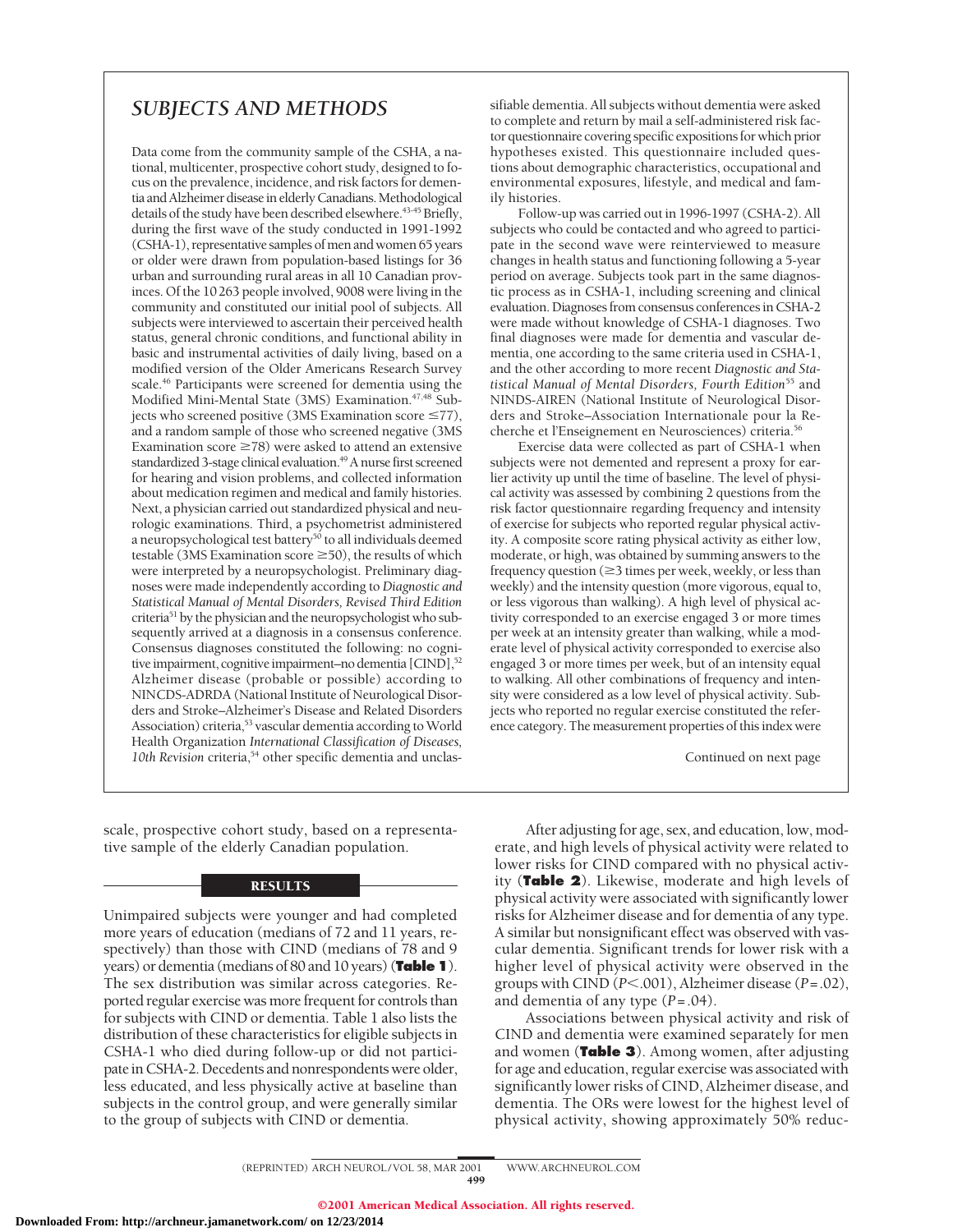## SUBJECTS AND METHODS

Data come from the community sample of the CSHA, a national, multicenter, prospective cohort study, designed to focus on the prevalence, incidence, and risk factors for dementia and Alzheimer disease in elderly Canadians. Methodological details of the study have been described elsewhere.[43-45] Briefly, during the first wave of the study conducted in 1991-1992 (CSHA-1), representative samples of men and women 65 years or older were drawn from population-based listings for 36 urban and surrounding rural areas in all 10 Canadian provinces. Of the 10 263 people involved, 9008 were living in the community and constituted our initial pool of subjects. All subjects were interviewed to ascertain their perceived health status, general chronic conditions, and functional ability in basic and instrumental activities of daily living, based on a modified version of the Older Americans Research Survey scale.[46] Participants were screened for dementia using the Modified Mini-Mental State (3MS) Examination.[47,48] Subjects who screened positive (3MS Examination score ≤77), and a random sample of those who screened negative (3MS Examination score ≥78) were asked to attend an extensive standardized 3-stage clinical evaluation.[49] A nurse first screened for hearing and vision problems, and collected information about medication regimen and medical and family histories. Next, a physician carried out standardized physical and neurologic examinations. Third, a psychometrist administered a neuropsychological test battery[50] to all individuals deemed testable (3MS Examination score ≥50), the results of which were interpreted by a neuropsychologist. Preliminary diagnoses were made independently according to *Diagnostic and Statistical Manual of Mental Disorders, Revised Third Edition* criteria[51] by the physician and the neuropsychologist who subsequently arrived at a diagnosis in a consensus conference. Consensus diagnoses constituted the following: no cognitive impairment, cognitive impairment–no dementia [CIND],[52] Alzheimer disease (probable or possible) according to NINCDS-ADRDA (National Institute of Neurological Disorders and Stroke–Alzheimer's Disease and Related Disorders Association) criteria,[53] vascular dementia according to World Health Organization *International Classification of Diseases, 10th Revision* criteria,[54] other specific dementia and unclassifiable dementia. All subjects without dementia were asked to complete and return by mail a self-administered risk factor questionnaire covering specific expositions for which prior hypotheses existed. This questionnaire included questions about demographic characteristics, occupational and environmental exposures, lifestyle, and medical and family histories.

Follow-up was carried out in 1996-1997 (CSHA-2). All subjects who could be contacted and who agreed to participate in the second wave were reinterviewed to measure changes in health status and functioning following a 5-year period on average. Subjects took part in the same diagnostic process as in CSHA-1, including screening and clinical evaluation. Diagnoses from consensus conferences in CSHA-2 were made without knowledge of CSHA-1 diagnoses. Two final diagnoses were made for dementia and vascular dementia, one according to the same criteria used in CSHA-1, and the other according to more recent *Diagnostic and Statistical Manual of Mental Disorders, Fourth Edition*[55] and NINDS-AIREN (National Institute of Neurological Disorders and Stroke–Association Internationale pour la Recherche et l'Enseignement en Neurosciences) criteria.[56]

Exercise data were collected as part of CSHA-1 when subjects were not demented and represent a proxy for earlier activity up until the time of baseline. The level of physical activity was assessed by combining 2 questions from the risk factor questionnaire regarding frequency and intensity of exercise for subjects who reported regular physical activity. A composite score rating physical activity as either low, moderate, or high, was obtained by summing answers to the frequency question (≥3 times per week, weekly, or less than weekly) and the intensity question (more vigorous, equal to, or less vigorous than walking). A high level of physical activity corresponded to an exercise engaged 3 or more times per week at an intensity greater than walking, while a moderate level of physical activity corresponded to exercise also engaged 3 or more times per week, but of an intensity equal to walking. All other combinations of frequency and intensity were considered as a low level of physical activity. Subjects who reported no regular exercise constituted the reference category. The measurement properties of this index were

Continued on next page

scale, prospective cohort study, based on a representative sample of the elderly Canadian population.

## RESULTS

Unimpaired subjects were younger and had completed more years of education (medians of 72 and 11 years, respectively) than those with CIND (medians of 78 and 9 years) or dementia (medians of 80 and 10 years) (**Table 1**). The sex distribution was similar across categories. Reported regular exercise was more frequent for controls than for subjects with CIND or dementia. Table 1 also lists the distribution of these characteristics for eligible subjects in CSHA-1 who died during follow-up or did not participate in CSHA-2. Decedents and nonrespondents were older, less educated, and less physically active at baseline than subjects in the control group, and were generally similar to the group of subjects with CIND or dementia.

After adjusting for age, sex, and education, low, moderate, and high levels of physical activity were related to lower risks for CIND compared with no physical activity (**Table 2**). Likewise, moderate and high levels of physical activity were associated with significantly lower risks for Alzheimer disease and for dementia of any type. A similar but nonsignificant effect was observed with vascular dementia. Significant trends for lower risk with a higher level of physical activity were observed in the groups with CIND ($P<.001$), Alzheimer disease ($P=.02$), and dementia of any type ($P=.04$).

Associations between physical activity and risk of CIND and dementia were examined separately for men and women (**Table 3**). Among women, after adjusting for age and education, regular exercise was associated with significantly lower risks of CIND, Alzheimer disease, and dementia. The ORs were lowest for the highest level of physical activity, showing approximately 50% reduc-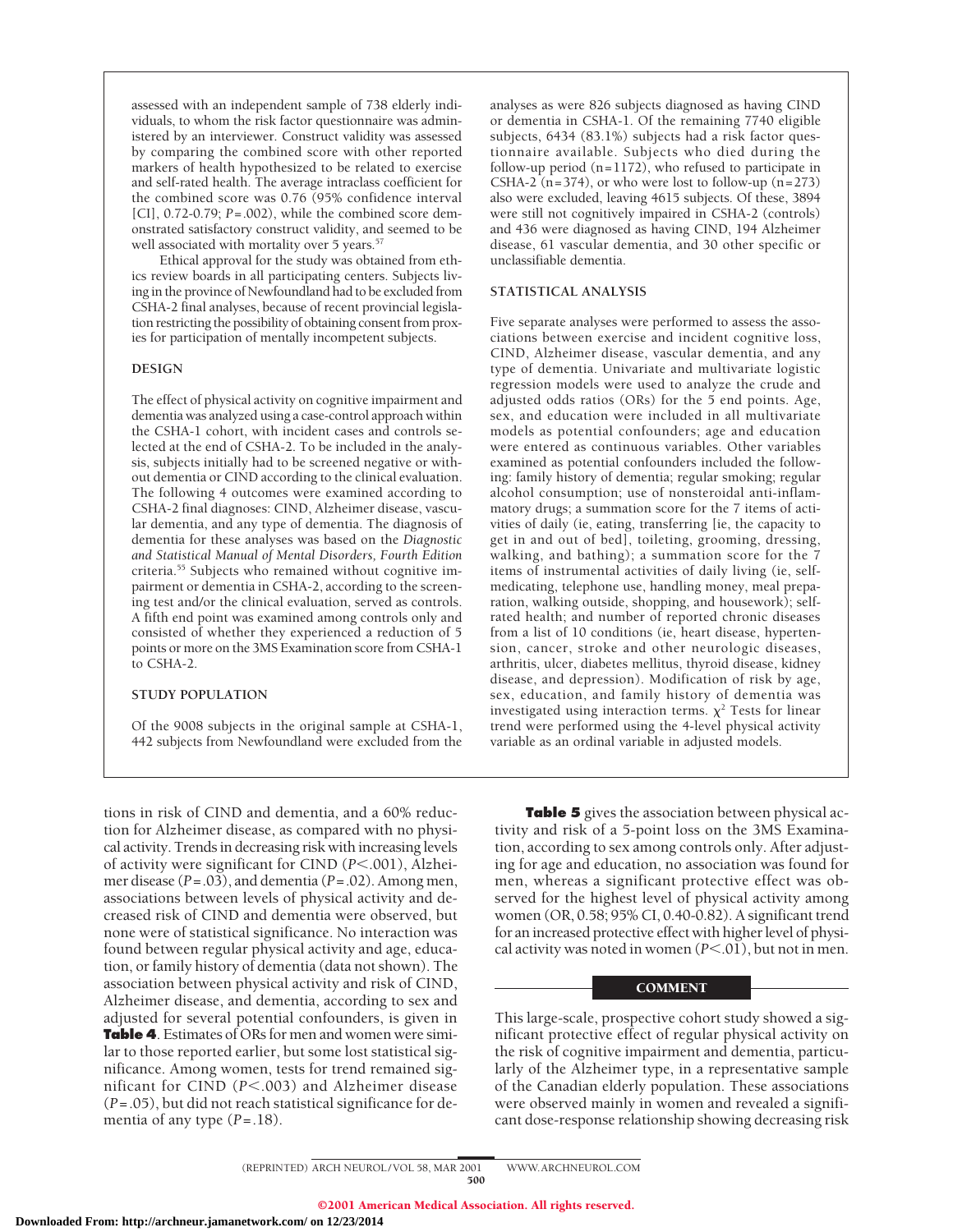assessed with an independent sample of 738 elderly individuals, to whom the risk factor questionnaire was administered by an interviewer. Construct validity was assessed by comparing the combined score with other reported markers of health hypothesized to be related to exercise and self-rated health. The average intraclass coefficient for the combined score was 0.76 (95% confidence interval [CI], 0.72-0.79; *P*=.002), while the combined score demonstrated satisfactory construct validity, and seemed to be well associated with mortality over 5 years.[57]

Ethical approval for the study was obtained from ethics review boards in all participating centers. Subjects living in the province of Newfoundland had to be excluded from CSHA-2 final analyses, because of recent provincial legislation restricting the possibility of obtaining consent from proxies for participation of mentally incompetent subjects.

### DESIGN

The effect of physical activity on cognitive impairment and dementia was analyzed using a case-control approach within the CSHA-1 cohort, with incident cases and controls selected at the end of CSHA-2. To be included in the analysis, subjects initially had to be screened negative or without dementia or CIND according to the clinical evaluation. The following 4 outcomes were examined according to CSHA-2 final diagnoses: CIND, Alzheimer disease, vascular dementia, and any type of dementia. The diagnosis of dementia for these analyses was based on the *Diagnostic and Statistical Manual of Mental Disorders, Fourth Edition* criteria.[55] Subjects who remained without cognitive impairment or dementia in CSHA-2, according to the screening test and/or the clinical evaluation, served as controls. A fifth end point was examined among controls only and consisted of whether they experienced a reduction of 5 points or more on the 3MS Examination score from CSHA-1 to CSHA-2.

### STUDY POPULATION

Of the 9008 subjects in the original sample at CSHA-1, 442 subjects from Newfoundland were excluded from the analyses as were 826 subjects diagnosed as having CIND or dementia in CSHA-1. Of the remaining 7740 eligible subjects, 6434 (83.1%) subjects had a risk factor questionnaire available. Subjects who died during the follow-up period (n=1172), who refused to participate in CSHA-2 (n=374), or who were lost to follow-up (n=273) also were excluded, leaving 4615 subjects. Of these, 3894 were still not cognitively impaired in CSHA-2 (controls) and 436 were diagnosed as having CIND, 194 Alzheimer disease, 61 vascular dementia, and 30 other specific or unclassifiable dementia.

### STATISTICAL ANALYSIS

Five separate analyses were performed to assess the associations between exercise and incident cognitive loss, CIND, Alzheimer disease, vascular dementia, and any type of dementia. Univariate and multivariate logistic regression models were used to analyze the crude and adjusted odds ratios (ORs) for the 5 end points. Age, sex, and education were included in all multivariate models as potential confounders; age and education were entered as continuous variables. Other variables examined as potential confounders included the following: family history of dementia; regular smoking; regular alcohol consumption; use of nonsteroidal anti-inflammatory drugs; a summation score for the 7 items of activities of daily (ie, eating, transferring [ie, the capacity to get in and out of bed], toileting, grooming, dressing, walking, and bathing); a summation score for the 7 items of instrumental activities of daily living (ie, self-medicating, telephone use, handling money, meal preparation, walking outside, shopping, and housework); self-rated health; and number of reported chronic diseases from a list of 10 conditions (ie, heart disease, hypertension, cancer, stroke and other neurologic diseases, arthritis, ulcer, diabetes mellitus, thyroid disease, kidney disease, and depression). Modification of risk by age, sex, education, and family history of dementia was investigated using interaction terms. $\chi^2$ Tests for linear trend were performed using the 4-level physical activity variable as an ordinal variable in adjusted models.

tions in risk of CIND and dementia, and a 60% reduction for Alzheimer disease, as compared with no physical activity. Trends in decreasing risk with increasing levels of activity were significant for CIND (*P*<.001), Alzheimer disease (*P*=.03), and dementia (*P*=.02). Among men, associations between levels of physical activity and decreased risk of CIND and dementia were observed, but none were of statistical significance. No interaction was found between regular physical activity and age, education, or family history of dementia (data not shown). The association between physical activity and risk of CIND, Alzheimer disease, and dementia, according to sex and adjusted for several potential confounders, is given in **Table 4**. Estimates of ORs for men and women were similar to those reported earlier, but some lost statistical significance. Among women, tests for trend remained significant for CIND (*P*<.003) and Alzheimer disease (*P*=.05), but did not reach statistical significance for dementia of any type (*P*=.18).

**Table 5** gives the association between physical activity and risk of a 5-point loss on the 3MS Examination, according to sex among controls only. After adjusting for age and education, no association was found for men, whereas a significant protective effect was observed for the highest level of physical activity among women (OR, 0.58; 95% CI, 0.40-0.82). A significant trend for an increased protective effect with higher level of physical activity was noted in women (*P*<.01), but not in men.

## COMMENT

This large-scale, prospective cohort study showed a significant protective effect of regular physical activity on the risk of cognitive impairment and dementia, particularly of the Alzheimer type, in a representative sample of the Canadian elderly population. These associations were observed mainly in women and revealed a significant dose-response relationship showing decreasing risk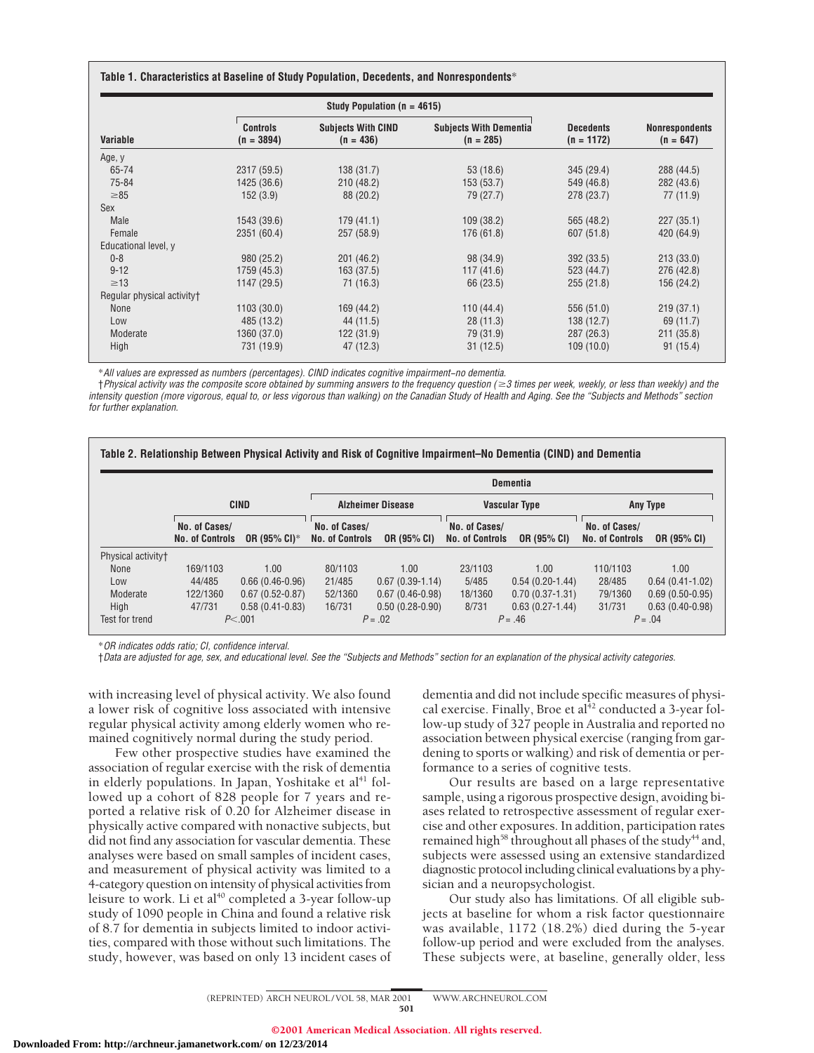**Table 1. Characteristics at Baseline of Study Population, Decedents, and Nonrespondents***

| Variable | Study Population (n = 4615) Controls (n = 3894) | Subjects With CIND (n = 436) | Subjects With Dementia (n = 285) | Decedents (n = 1172) | Nonrespondents (n = 647) |
|---|---|---|---|---|---|
| Age, y | | | | | |
| 65-74 | 2317 (59.5) | 138 (31.7) | 53 (18.6) | 345 (29.4) | 288 (44.5) |
| 75-84 | 1425 (36.6) | 210 (48.2) | 153 (53.7) | 549 (46.8) | 282 (43.6) |
| ≥85 | 152 (3.9) | 88 (20.2) | 79 (27.7) | 278 (23.7) | 77 (11.9) |
| Sex | | | | | |
| Male | 1543 (39.6) | 179 (41.1) | 109 (38.2) | 565 (48.2) | 227 (35.1) |
| Female | 2351 (60.4) | 257 (58.9) | 176 (61.8) | 607 (51.8) | 420 (64.9) |
| Educational level, y | | | | | |
| 0-8 | 980 (25.2) | 201 (46.2) | 98 (34.9) | 392 (33.5) | 213 (33.0) |
| 9-12 | 1759 (45.3) | 163 (37.5) | 117 (41.6) | 523 (44.7) | 276 (42.8) |
| ≥13 | 1147 (29.5) | 71 (16.3) | 66 (23.5) | 255 (21.8) | 156 (24.2) |
| Regular physical activity† | | | | | |
| None | 1103 (30.0) | 169 (44.2) | 110 (44.4) | 556 (51.0) | 219 (37.1) |
| Low | 485 (13.2) | 44 (11.5) | 28 (11.3) | 138 (12.7) | 69 (11.7) |
| Moderate | 1360 (37.0) | 122 (31.9) | 79 (31.9) | 287 (26.3) | 211 (35.8) |
| High | 731 (19.9) | 47 (12.3) | 31 (12.5) | 109 (10.0) | 91 (15.4) |

*All values are expressed as numbers (percentages). CIND indicates cognitive impairment–no dementia.

†Physical activity was the composite score obtained by summing answers to the frequency question (≥3 times per week, weekly, or less than weekly) and the intensity question (more vigorous, equal to, or less vigorous than walking) on the Canadian Study of Health and Aging. See the "Subjects and Methods" section for further explanation.

**Table 2. Relationship Between Physical Activity and Risk of Cognitive Impairment–No Dementia (CIND) and Dementia**

| | CIND | | Dementia: Alzheimer Disease | | Dementia: Vascular Type | | Dementia: Any Type | |
|---|---|---|---|---|---|---|---|---|
| | No. of Cases/ No. of Controls | OR (95% CI)* | No. of Cases/ No. of Controls | OR (95% CI) | No. of Cases/ No. of Controls | OR (95% CI) | No. of Cases/ No. of Controls | OR (95% CI) |
| Physical activity† | | | | | | | | |
| None | 169/1103 | 1.00 | 80/1103 | 1.00 | 23/1103 | 1.00 | 110/1103 | 1.00 |
| Low | 44/485 | 0.66 (0.46-0.96) | 21/485 | 0.67 (0.39-1.14) | 5/485 | 0.54 (0.20-1.44) | 28/485 | 0.64 (0.41-1.02) |
| Moderate | 122/1360 | 0.67 (0.52-0.87) | 52/1360 | 0.67 (0.46-0.98) | 18/1360 | 0.70 (0.37-1.31) | 79/1360 | 0.69 (0.50-0.95) |
| High | 47/731 | 0.58 (0.41-0.83) | 16/731 | 0.50 (0.28-0.90) | 8/731 | 0.63 (0.27-1.44) | 31/731 | 0.63 (0.40-0.98) |
| Test for trend | $P<.001$ | | $P = .02$ | | $P = .46$ | | $P = .04$ | |

*OR indicates odds ratio; CI, confidence interval.

†Data are adjusted for age, sex, and educational level. See the "Subjects and Methods" section for an explanation of the physical activity categories.

with increasing level of physical activity. We also found a lower risk of cognitive loss associated with intensive regular physical activity among elderly women who remained cognitively normal during the study period.

Few other prospective studies have examined the association of regular exercise with the risk of dementia in elderly populations. In Japan, Yoshitake et al[41] followed up a cohort of 828 people for 7 years and reported a relative risk of 0.20 for Alzheimer disease in physically active compared with nonactive subjects, but did not find any association for vascular dementia. These analyses were based on small samples of incident cases, and measurement of physical activity was limited to a 4-category question on intensity of physical activities from leisure to work. Li et al[40] completed a 3-year follow-up study of 1090 people in China and found a relative risk of 8.7 for dementia in subjects limited to indoor activities, compared with those without such limitations. The study, however, was based on only 13 incident cases of dementia and did not include specific measures of physical exercise. Finally, Broe et al[42] conducted a 3-year follow-up study of 327 people in Australia and reported no association between physical exercise (ranging from gardening to sports or walking) and risk of dementia or performance to a series of cognitive tests.

Our results are based on a large representative sample, using a rigorous prospective design, avoiding biases related to retrospective assessment of regular exercise and other exposures. In addition, participation rates remained high[58] throughout all phases of the study[44] and, subjects were assessed using an extensive standardized diagnostic protocol including clinical evaluations by a physician and a neuropsychologist.

Our study also has limitations. Of all eligible subjects at baseline for whom a risk factor questionnaire was available, 1172 (18.2%) died during the 5-year follow-up period and were excluded from the analyses. These subjects were, at baseline, generally older, less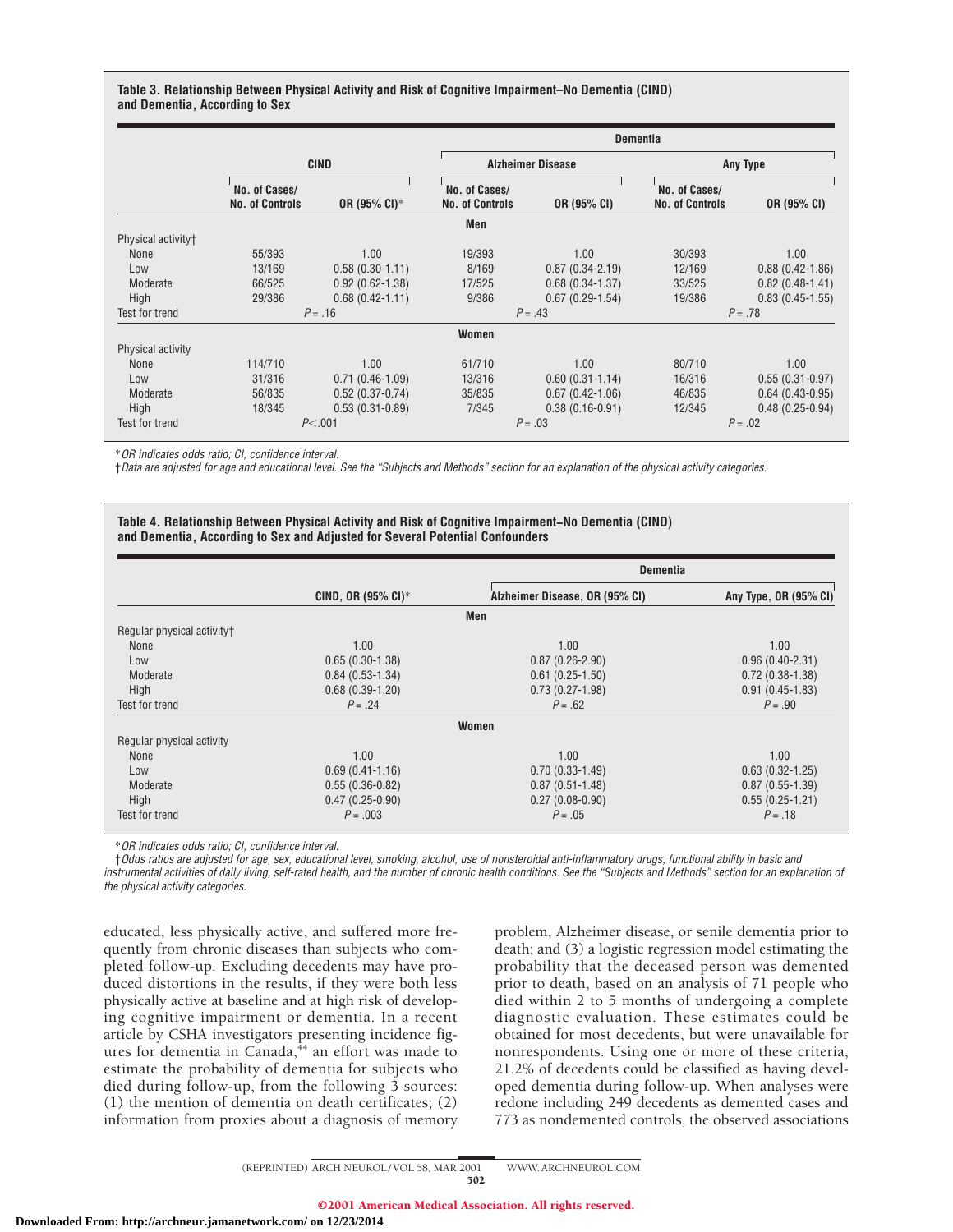**Table 3. Relationship Between Physical Activity and Risk of Cognitive Impairment–No Dementia (CIND) and Dementia, According to Sex**

| | CIND | | Dementia | | | |
|---|---|---|---|---|---|---|
| | | | Alzheimer Disease | | Any Type | |
| | No. of Cases/ No. of Controls | OR (95% CI)* | No. of Cases/ No. of Controls | OR (95% CI) | No. of Cases/ No. of Controls | OR (95% CI) |
| **Men** | | | | | | |
| Physical activity† | | | | | | |
| None | 55/393 | 1.00 | 19/393 | 1.00 | 30/393 | 1.00 |
| Low | 13/169 | 0.58 (0.30-1.11) | 8/169 | 0.87 (0.34-2.19) | 12/169 | 0.88 (0.42-1.86) |
| Moderate | 66/525 | 0.92 (0.62-1.38) | 17/525 | 0.68 (0.34-1.37) | 33/525 | 0.82 (0.48-1.41) |
| High | 29/386 | 0.68 (0.42-1.11) | 9/386 | 0.67 (0.29-1.54) | 19/386 | 0.83 (0.45-1.55) |
| Test for trend | | P = .16 | | P = .43 | | P = .78 |
| **Women** | | | | | | |
| Physical activity | | | | | | |
| None | 114/710 | 1.00 | 61/710 | 1.00 | 80/710 | 1.00 |
| Low | 31/316 | 0.71 (0.46-1.09) | 13/316 | 0.60 (0.31-1.14) | 16/316 | 0.55 (0.31-0.97) |
| Moderate | 56/835 | 0.52 (0.37-0.74) | 35/835 | 0.67 (0.42-1.06) | 46/835 | 0.64 (0.43-0.95) |
| High | 18/345 | 0.53 (0.31-0.89) | 7/345 | 0.38 (0.16-0.91) | 12/345 | 0.48 (0.25-0.94) |
| Test for trend | | P<.001 | | P = .03 | | P = .02 |

*OR indicates odds ratio; CI, confidence interval.

†Data are adjusted for age and educational level. See the "Subjects and Methods" section for an explanation of the physical activity categories.

**Table 4. Relationship Between Physical Activity and Risk of Cognitive Impairment–No Dementia (CIND) and Dementia, According to Sex and Adjusted for Several Potential Confounders**

| | | Dementia | |
|---|---|---|---|
| | CIND, OR (95% CI)* | Alzheimer Disease, OR (95% CI) | Any Type, OR (95% CI) |
| **Men** | | | |
| Regular physical activity† | | | |
| None | 1.00 | 1.00 | 1.00 |
| Low | 0.65 (0.30-1.38) | 0.87 (0.26-2.90) | 0.96 (0.40-2.31) |
| Moderate | 0.84 (0.53-1.34) | 0.61 (0.25-1.50) | 0.72 (0.38-1.38) |
| High | 0.68 (0.39-1.20) | 0.73 (0.27-1.98) | 0.91 (0.45-1.83) |
| Test for trend | P = .24 | P = .62 | P = .90 |
| **Women** | | | |
| Regular physical activity | | | |
| None | 1.00 | 1.00 | 1.00 |
| Low | 0.69 (0.41-1.16) | 0.70 (0.33-1.49) | 0.63 (0.32-1.25) |
| Moderate | 0.55 (0.36-0.82) | 0.87 (0.51-1.48) | 0.87 (0.55-1.39) |
| High | 0.47 (0.25-0.90) | 0.27 (0.08-0.90) | 0.55 (0.25-1.21) |
| Test for trend | P = .003 | P = .05 | P = .18 |

*OR indicates odds ratio; CI, confidence interval.

†Odds ratios are adjusted for age, sex, educational level, smoking, alcohol, use of nonsteroidal anti-inflammatory drugs, functional ability in basic and instrumental activities of daily living, self-rated health, and the number of chronic health conditions. See the "Subjects and Methods" section for an explanation of the physical activity categories.

educated, less physically active, and suffered more frequently from chronic diseases than subjects who completed follow-up. Excluding decedents may have produced distortions in the results, if they were both less physically active at baseline and at high risk of developing cognitive impairment or dementia. In a recent article by CSHA investigators presenting incidence figures for dementia in Canada,[44] an effort was made to estimate the probability of dementia for subjects who died during follow-up, from the following 3 sources: (1) the mention of dementia on death certificates; (2) information from proxies about a diagnosis of memory problem, Alzheimer disease, or senile dementia prior to death; and (3) a logistic regression model estimating the probability that the deceased person was demented prior to death, based on an analysis of 71 people who died within 2 to 5 months of undergoing a complete diagnostic evaluation. These estimates could be obtained for most decedents, but were unavailable for nonrespondents. Using one or more of these criteria, 21.2% of decedents could be classified as having developed dementia during follow-up. When analyses were redone including 249 decedents as demented cases and 773 as nondemented controls, the observed associations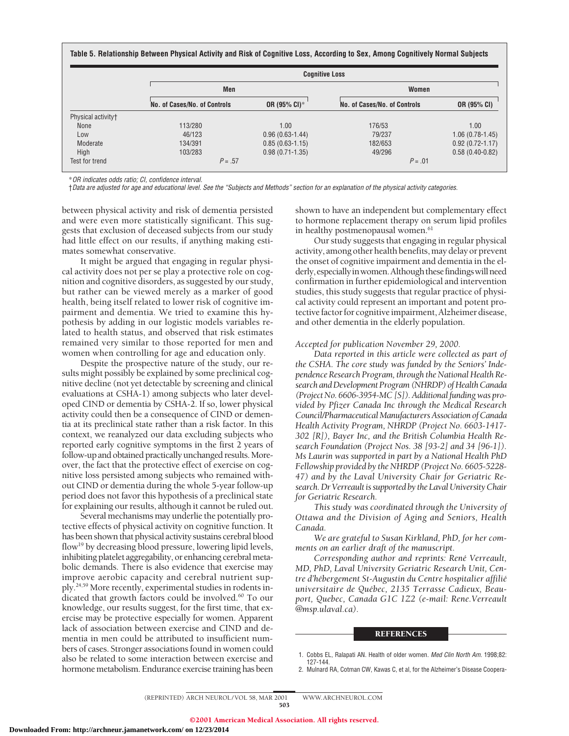**Table 5. Relationship Between Physical Activity and Risk of Cognitive Loss, According to Sex, Among Cognitively Normal Subjects**

| | Cognitive Loss | | | |
|---|---|---|---|---|
| | Men | | Women | |
| | No. of Cases/No. of Controls | OR (95% CI)* | No. of Cases/No. of Controls | OR (95% CI) |
| Physical activity† | | | | |
| None | 113/280 | 1.00 | 176/53 | 1.00 |
| Low | 46/123 | 0.96 (0.63-1.44) | 79/237 | 1.06 (0.78-1.45) |
| Moderate | 134/391 | 0.85 (0.63-1.15) | 182/653 | 0.92 (0.72-1.17) |
| High | 103/283 | 0.98 (0.71-1.35) | 49/296 | 0.58 (0.40-0.82) |
| Test for trend | $P = .57$ | | $P = .01$ | |

*OR indicates odds ratio; CI, confidence interval.

†Data are adjusted for age and educational level. See the "Subjects and Methods" section for an explanation of the physical activity categories.

between physical activity and risk of dementia persisted and were even more statistically significant. This suggests that exclusion of deceased subjects from our study had little effect on our results, if anything making estimates somewhat conservative.

It might be argued that engaging in regular physical activity does not per se play a protective role on cognition and cognitive disorders, as suggested by our study, but rather can be viewed merely as a marker of good health, being itself related to lower risk of cognitive impairment and dementia. We tried to examine this hypothesis by adding in our logistic models variables related to health status, and observed that risk estimates remained very similar to those reported for men and women when controlling for age and education only.

Despite the prospective nature of the study, our results might possibly be explained by some preclinical cognitive decline (not yet detectable by screening and clinical evaluations at CSHA-1) among subjects who later developed CIND or dementia by CSHA-2. If so, lower physical activity could then be a consequence of CIND or dementia at its preclinical state rather than a risk factor. In this context, we reanalyzed our data excluding subjects who reported early cognitive symptoms in the first 2 years of follow-up and obtained practically unchanged results. Moreover, the fact that the protective effect of exercise on cognitive loss persisted among subjects who remained without CIND or dementia during the whole 5-year follow-up period does not favor this hypothesis of a preclinical state for explaining our results, although it cannot be ruled out.

Several mechanisms may underlie the potentially protective effects of physical activity on cognitive function. It has been shown that physical activity sustains cerebral blood flow[19] by decreasing blood pressure, lowering lipid levels, inhibiting platelet aggregability, or enhancing cerebral metabolic demands. There is also evidence that exercise may improve aerobic capacity and cerebral nutrient supply.[24,59] More recently, experimental studies in rodents indicated that growth factors could be involved.[60] To our knowledge, our results suggest, for the first time, that exercise may be protective especially for women. Apparent lack of association between exercise and CIND and dementia in men could be attributed to insufficient numbers of cases. Stronger associations found in women could also be related to some interaction between exercise and hormone metabolism. Endurance exercise training has been shown to have an independent but complementary effect to hormone replacement therapy on serum lipid profiles in healthy postmenopausal women.[61]

Our study suggests that engaging in regular physical activity, among other health benefits, may delay or prevent the onset of cognitive impairment and dementia in the elderly, especially in women. Although these findings will need confirmation in further epidemiological and intervention studies, this study suggests that regular practice of physical activity could represent an important and potent protective factor for cognitive impairment, Alzheimer disease, and other dementia in the elderly population.

*Accepted for publication November 29, 2000.*

*Data reported in this article were collected as part of the CSHA. The core study was funded by the Seniors' Independence Research Program, through the National Health Research and Development Program (NHRDP) of Health Canada (Project No. 6606-3954-MC [S]). Additional funding was provided by Pfizer Canada Inc through the Medical Research Council/Pharmaceutical Manufacturers Association of Canada Health Activity Program, NHRDP (Project No. 6603-1417-302 [R]), Bayer Inc, and the British Columbia Health Research Foundation (Project Nos. 38 [93-2] and 34 [96-1]). Ms Laurin was supported in part by a National Health PhD Fellowship provided by the NHRDP (Project No. 6605-5228-47) and by the Laval University Chair for Geriatric Research. Dr Verreault is supported by the Laval University Chair for Geriatric Research.*

*This study was coordinated through the University of Ottawa and the Division of Aging and Seniors, Health Canada.*

*We are grateful to Susan Kirkland, PhD, for her comments on an earlier draft of the manuscript.*

*Corresponding author and reprints: René Verreault, MD, PhD, Laval University Geriatric Research Unit, Centre d'hébergement St-Augustin du Centre hospitalier affilié universitaire de Québec, 2135 Terrasse Cadieux, Beauport, Quebec, Canada G1C 1Z2 (e-mail: Rene.Verreault@msp.ulaval.ca).*

## REFERENCES

1. Cobbs EL, Ralapati AN. Health of older women. *Med Clin North Am.* 1998;82:127-144.
2. Mulnard RA, Cotman CW, Kawas C, et al, for the Alzheimer's Disease Coopera-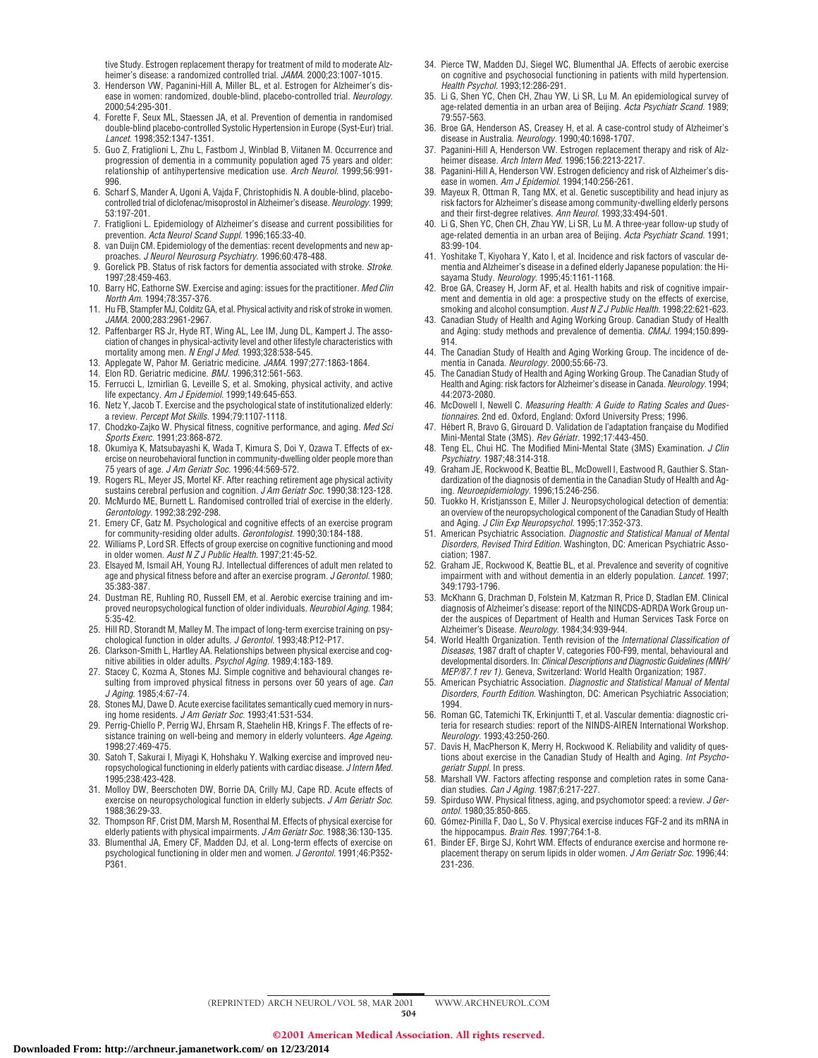tive Study. Estrogen replacement therapy for treatment of mild to moderate Alzheimer's disease: a randomized controlled trial. *JAMA.* 2000;23:1007-1015.

3. Henderson VW, Paganini-Hill A, Miller BL, et al. Estrogen for Alzheimer's disease in women: randomized, double-blind, placebo-controlled trial. *Neurology.* 2000;54:295-301.
4. Forette F, Seux ML, Staessen JA, et al. Prevention of dementia in randomised double-blind placebo-controlled Systolic Hypertension in Europe (Syst-Eur) trial. *Lancet.* 1998;352:1347-1351.
5. Guo Z, Fratiglioni L, Zhu L, Fastbom J, Winblad B, Viitanen M. Occurrence and progression of dementia in a community population aged 75 years and older: relationship of antihypertensive medication use. *Arch Neurol.* 1999;56:991-996.
6. Scharf S, Mander A, Ugoni A, Vajda F, Christophidis N. A double-blind, placebo-controlled trial of diclofenac/misoprostol in Alzheimer's disease. *Neurology.* 1999;53:197-201.
7. Fratiglioni L. Epidemiology of Alzheimer's disease and current possibilities for prevention. *Acta Neurol Scand Suppl.* 1996;165:33-40.
8. van Duijn CM. Epidemiology of the dementias: recent developments and new approaches. *J Neurol Neurosurg Psychiatry.* 1996;60:478-488.
9. Gorelick PB. Status of risk factors for dementia associated with stroke. *Stroke.* 1997;28:459-463.
10. Barry HC, Eathorne SW. Exercise and aging: issues for the practitioner. *Med Clin North Am.* 1994;78:357-376.
11. Hu FB, Stampfer MJ, Colditz GA, et al. Physical activity and risk of stroke in women. *JAMA.* 2000;283:2961-2967.
12. Paffenbarger RS Jr, Hyde RT, Wing AL, Lee IM, Jung DL, Kampert J. The association of changes in physical-activity level and other lifestyle characteristics with mortality among men. *N Engl J Med.* 1993;328:538-545.
13. Applegate W, Pahor M. Geriatric medicine. *JAMA.* 1997;277:1863-1864.
14. Elon RD. Geriatric medicine. *BMJ.* 1996;312:561-563.
15. Ferrucci L, Izmirlian G, Leveille S, et al. Smoking, physical activity, and active life expectancy. *Am J Epidemiol.* 1999;149:645-653.
16. Netz Y, Jacob T. Exercise and the psychological state of institutionalized elderly: a review. *Percept Mot Skills.* 1994;79:1107-1118.
17. Chodzko-Zajko W. Physical fitness, cognitive performance, and aging. *Med Sci Sports Exerc.* 1991;23:868-872.
18. Okumiya K, Matsubayashi K, Wada T, Kimura S, Doi Y, Ozawa T. Effects of exercise on neurobehavioral function in community-dwelling older people more than 75 years of age. *J Am Geriatr Soc.* 1996;44:569-572.
19. Rogers RL, Meyer JS, Mortel KF. After reaching retirement age physical activity sustains cerebral perfusion and cognition. *J Am Geriatr Soc.* 1990;38:123-128.
20. McMurdo ME, Burnett L. Randomised controlled trial of exercise in the elderly. *Gerontology.* 1992;38:292-298.
21. Emery CF, Gatz M. Psychological and cognitive effects of an exercise program for community-residing older adults. *Gerontologist.* 1990;30:184-188.
22. Williams P, Lord SR. Effects of group exercise on cognitive functioning and mood in older women. *Aust N Z J Public Health.* 1997;21:45-52.
23. Elsayed M, Ismail AH, Young RJ. Intellectual differences of adult men related to age and physical fitness before and after an exercise program. *J Gerontol.* 1980;35:383-387.
24. Dustman RE, Ruhling RO, Russell EM, et al. Aerobic exercise training and improved neuropsychological function of older individuals. *Neurobiol Aging.* 1984;5:35-42.
25. Hill RD, Storandt M, Malley M. The impact of long-term exercise training on psychological function in older adults. *J Gerontol.* 1993;48:P12-P17.
26. Clarkson-Smith L, Hartley AA. Relationships between physical exercise and cognitive abilities in older adults. *Psychol Aging.* 1989;4:183-189.
27. Stacey C, Kozma A, Stones MJ. Simple cognitive and behavioural changes resulting from improved physical fitness in persons over 50 years of age. *Can J Aging.* 1985;4:67-74.
28. Stones MJ, Dawe D. Acute exercise facilitates semantically cued memory in nursing home residents. *J Am Geriatr Soc.* 1993;41:531-534.
29. Perrig-Chiello P, Perrig WJ, Ehrsam R, Staehelin HB, Krings F. The effects of resistance training on well-being and memory in elderly volunteers. *Age Ageing.* 1998;27:469-475.
30. Satoh T, Sakurai I, Miyagi K, Hohshaku Y. Walking exercise and improved neuropsychological functioning in elderly patients with cardiac disease. *J Intern Med.* 1995;238:423-428.
31. Molloy DW, Beerschoten DW, Borrie DA, Crilly MJ, Cape RD. Acute effects of exercise on neuropsychological function in elderly subjects. *J Am Geriatr Soc.* 1988;36:29-33.
32. Thompson RF, Crist DM, Marsh M, Rosenthal M. Effects of physical exercise for elderly patients with physical impairments. *J Am Geriatr Soc.* 1988;36:130-135.
33. Blumenthal JA, Emery CF, Madden DJ, et al. Long-term effects of exercise on psychological functioning in older men and women. *J Gerontol.* 1991;46:P352-P361.
34. Pierce TW, Madden DJ, Siegel WC, Blumenthal JA. Effects of aerobic exercise on cognitive and psychosocial functioning in patients with mild hypertension. *Health Psychol.* 1993;12:286-291.
35. Li G, Shen YC, Chen CH, Zhau YW, Li SR, Lu M. An epidemiological survey of age-related dementia in an urban area of Beijing. *Acta Psychiatr Scand.* 1989;79:557-563.
36. Broe GA, Henderson AS, Creasey H, et al. A case-control study of Alzheimer's disease in Australia. *Neurology.* 1990;40:1698-1707.
37. Paganini-Hill A, Henderson VW. Estrogen replacement therapy and risk of Alzheimer disease. *Arch Intern Med.* 1996;156:2213-2217.
38. Paganini-Hill A, Henderson VW. Estrogen deficiency and risk of Alzheimer's disease in women. *Am J Epidemiol.* 1994;140:256-261.
39. Mayeux R, Ottman R, Tang MX, et al. Genetic susceptibility and head injury as risk factors for Alzheimer's disease among community-dwelling elderly persons and their first-degree relatives. *Ann Neurol.* 1993;33:494-501.
40. Li G, Shen YC, Chen CH, Zhau YW, Li SR, Lu M. A three-year follow-up study of age-related dementia in an urban area of Beijing. *Acta Psychiatr Scand.* 1991;83:99-104.
41. Yoshitake T, Kiyohara Y, Kato I, et al. Incidence and risk factors of vascular dementia and Alzheimer's disease in a defined elderly Japanese population: the Hisayama Study. *Neurology.* 1995;45:1161-1168.
42. Broe GA, Creasey H, Jorm AF, et al. Health habits and risk of cognitive impairment and dementia in old age: a prospective study on the effects of exercise, smoking and alcohol consumption. *Aust N Z J Public Health.* 1998;22:621-623.
43. Canadian Study of Health and Aging Working Group. Canadian Study of Health and Aging: study methods and prevalence of dementia. *CMAJ.* 1994;150:899-914.
44. The Canadian Study of Health and Aging Working Group. The incidence of dementia in Canada. *Neurology.* 2000;55:66-73.
45. The Canadian Study of Health and Aging Working Group. The Canadian Study of Health and Aging: risk factors for Alzheimer's disease in Canada. *Neurology.* 1994;44:2073-2080.
46. McDowell I, Newell C. *Measuring Health: A Guide to Rating Scales and Questionnaires.* 2nd ed. Oxford, England: Oxford University Press; 1996.
47. Hébert R, Bravo G, Girouard D. Validation de l'adaptation française du Modified Mini-Mental State (3MS). *Rev Gériatr.* 1992;17:443-450.
48. Teng EL, Chui HC. The Modified Mini-Mental State (3MS) Examination. *J Clin Psychiatry.* 1987;48:314-318.
49. Graham JE, Rockwood K, Beattie BL, McDowell I, Eastwood R, Gauthier S. Standardization of the diagnosis of dementia in the Canadian Study of Health and Aging. *Neuroepidemiology.* 1996;15:246-256.
50. Tuokko H, Kristjansson E, Miller J. Neuropsychological detection of dementia: an overview of the neuropsychological component of the Canadian Study of Health and Aging. *J Clin Exp Neuropsychol.* 1995;17:352-373.
51. American Psychiatric Association. *Diagnostic and Statistical Manual of Mental Disorders, Revised Third Edition.* Washington, DC: American Psychiatric Association; 1987.
52. Graham JE, Rockwood K, Beattie BL, et al. Prevalence and severity of cognitive impairment with and without dementia in an elderly population. *Lancet.* 1997;349:1793-1796.
53. McKhann G, Drachman D, Folstein M, Katzman R, Price D, Stadlan EM. Clinical diagnosis of Alzheimer's disease: report of the NINCDS-ADRDA Work Group under the auspices of Department of Health and Human Services Task Force on Alzheimer's Disease. *Neurology.* 1984;34:939-944.
54. World Health Organization. Tenth revision of the *International Classification of Diseases,* 1987 draft of chapter V, categories F00-F99, mental, behavioural and developmental disorders. In: *Clinical Descriptions and Diagnostic Guidelines (MNH/MEP/87.1 rev 1).* Geneva, Switzerland: World Health Organization; 1987.
55. American Psychiatric Association. *Diagnostic and Statistical Manual of Mental Disorders, Fourth Edition.* Washington, DC: American Psychiatric Association; 1994.
56. Roman GC, Tatemichi TK, Erkinjuntti T, et al. Vascular dementia: diagnostic criteria for research studies: report of the NINDS-AIREN International Workshop. *Neurology.* 1993;43:250-260.
57. Davis H, MacPherson K, Merry H, Rockwood K. Reliability and validity of questions about exercise in the Canadian Study of Health and Aging. *Int Psychogeriatr Suppl.* In press.
58. Marshall VW. Factors affecting response and completion rates in some Canadian studies. *Can J Aging.* 1987;6:217-227.
59. Spirduso WW. Physical fitness, aging, and psychomotor speed: a review. *J Gerontol.* 1980;35:850-865.
60. Gómez-Pinilla F, Dao L, So V. Physical exercise induces FGF-2 and its mRNA in the hippocampus. *Brain Res.* 1997;764:1-8.
61. Binder EF, Birge SJ, Kohrt WM. Effects of endurance exercise and hormone replacement therapy on serum lipids in older women. *J Am Geriatr Soc.* 1996;44:231-236.